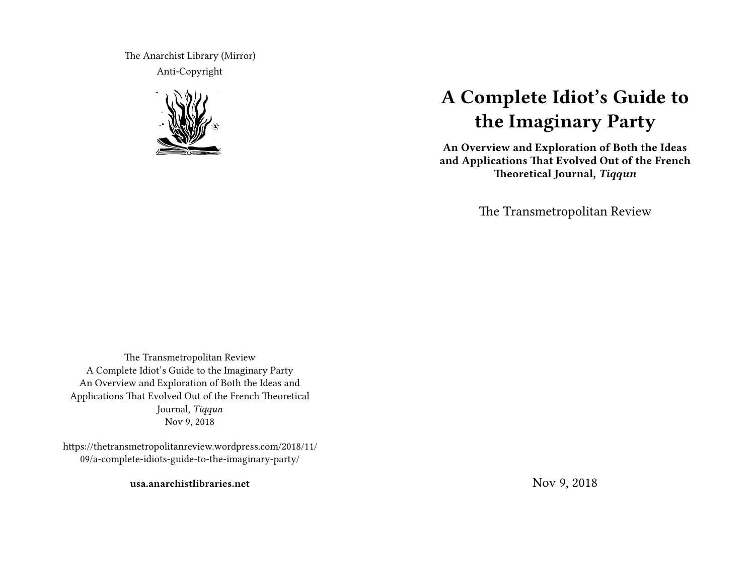The Anarchist Library (Mirror)
Anti-Copyright

The Transmetropolitan Review
A Complete Idiot's Guide to the Imaginary Party
An Overview and Exploration of Both the Ideas and Applications That Evolved Out of the French Theoretical Journal, *Tiqqun*
Nov 9, 2018

https://thetransmetropolitanreview.wordpress.com/2018/11/09/a-complete-idiots-guide-to-the-imaginary-party/

**usa.anarchistlibraries.net**

# A Complete Idiot's Guide to the Imaginary Party

**An Overview and Exploration of Both the Ideas and Applications That Evolved Out of the French Theoretical Journal, *Tiqqun***

The Transmetropolitan Review

Nov 9, 2018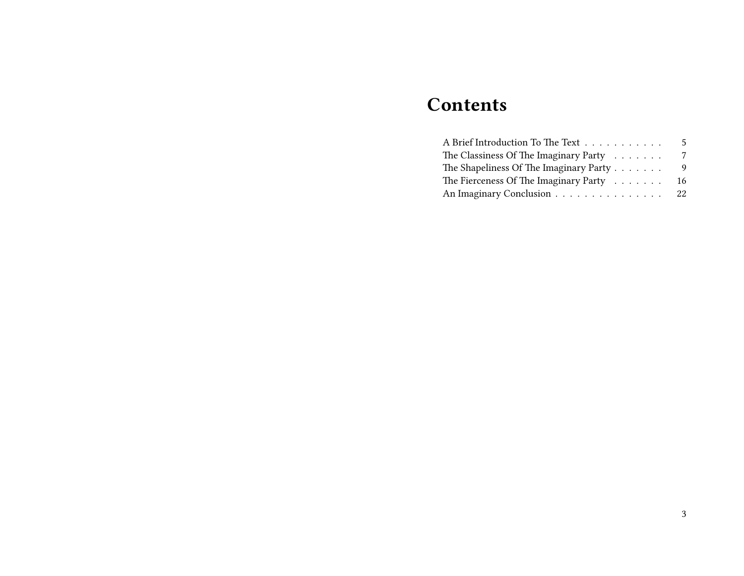# Contents

- A Brief Introduction To The Text . . . . . . . . . . . 5
- The Classiness Of The Imaginary Party . . . . . . . 7
- The Shapeliness Of The Imaginary Party . . . . . . . 9
- The Fierceness Of The Imaginary Party . . . . . . . 16
- An Imaginary Conclusion . . . . . . . . . . . . . . . 22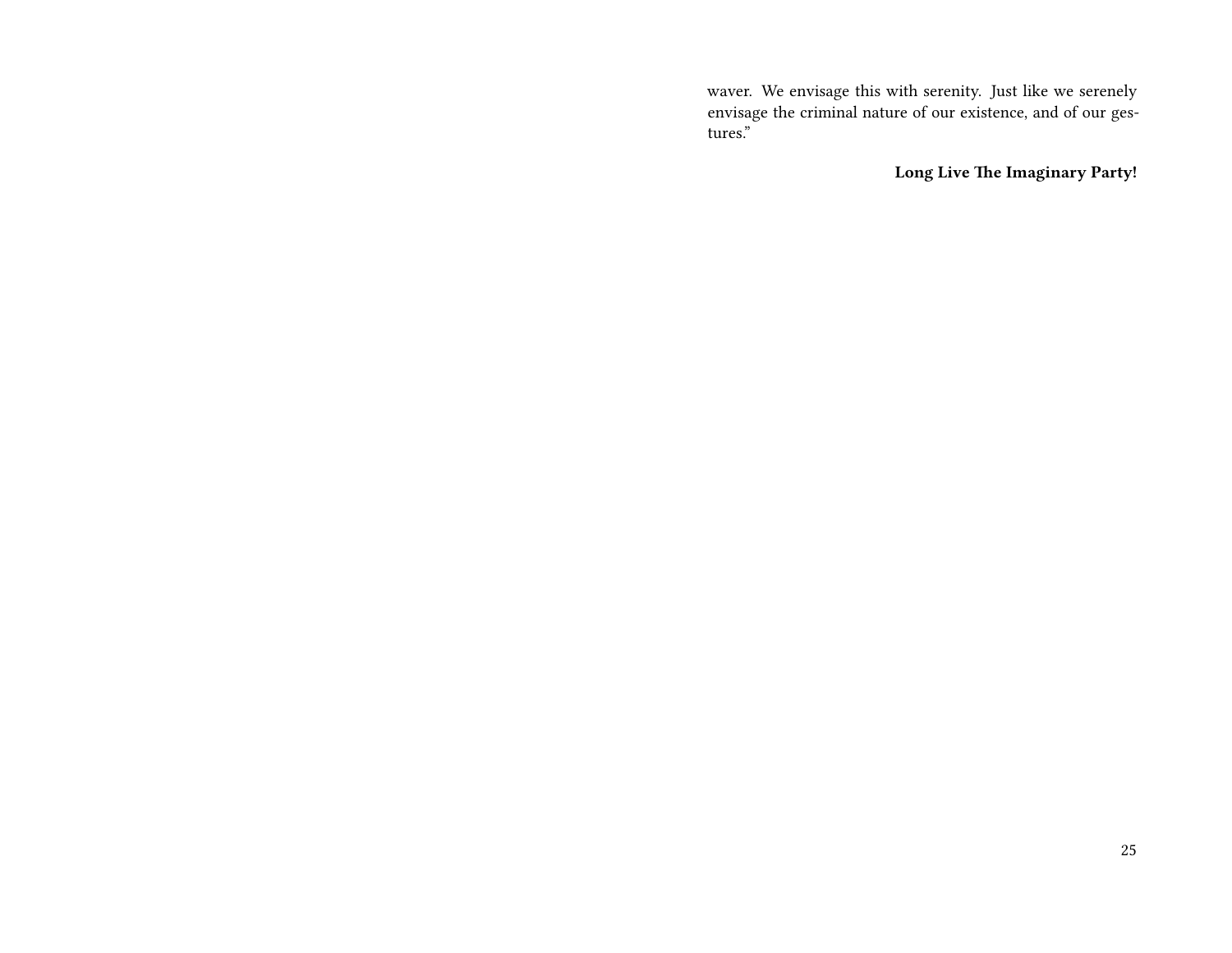waver. We envisage this with serenity. Just like we serenely envisage the criminal nature of our existence, and of our gestures."

**Long Live The Imaginary Party!**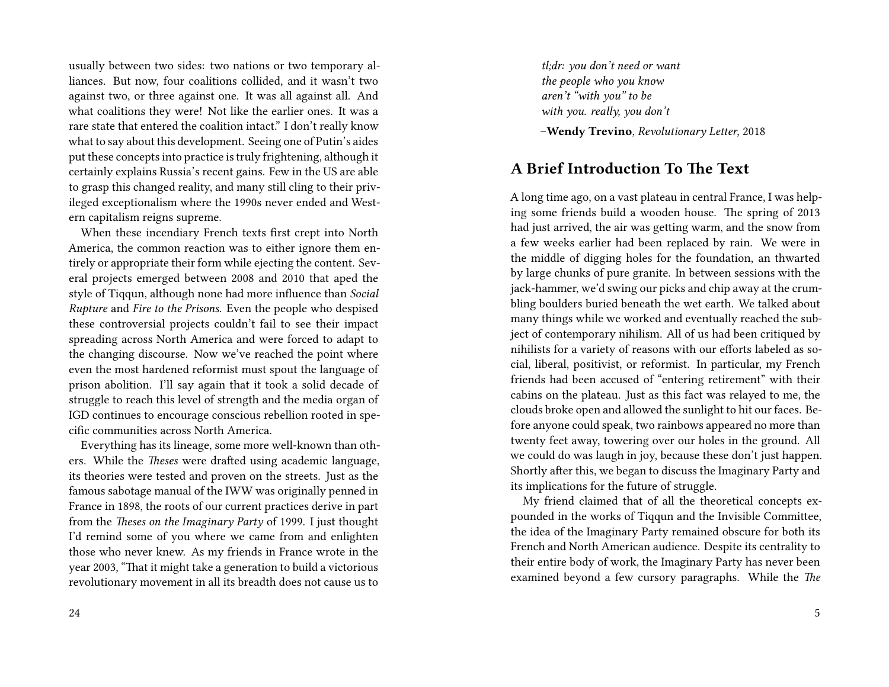usually between two sides: two nations or two temporary alliances. But now, four coalitions collided, and it wasn't two against two, or three against one. It was all against all. And what coalitions they were! Not like the earlier ones. It was a rare state that entered the coalition intact." I don't really know what to say about this development. Seeing one of Putin's aides put these concepts into practice is truly frightening, although it certainly explains Russia's recent gains. Few in the US are able to grasp this changed reality, and many still cling to their privileged exceptionalism where the 1990s never ended and Western capitalism reigns supreme.

When these incendiary French texts first crept into North America, the common reaction was to either ignore them entirely or appropriate their form while ejecting the content. Several projects emerged between 2008 and 2010 that aped the style of Tiqqun, although none had more influence than *Social Rupture* and *Fire to the Prisons.* Even the people who despised these controversial projects couldn't fail to see their impact spreading across North America and were forced to adapt to the changing discourse. Now we've reached the point where even the most hardened reformist must spout the language of prison abolition. I'll say again that it took a solid decade of struggle to reach this level of strength and the media organ of IGD continues to encourage conscious rebellion rooted in specific communities across North America.

Everything has its lineage, some more well-known than others. While the *Theses* were drafted using academic language, its theories were tested and proven on the streets. Just as the famous sabotage manual of the IWW was originally penned in France in 1898, the roots of our current practices derive in part from the *Theses on the Imaginary Party* of 1999. I just thought I'd remind some of you where we came from and enlighten those who never knew. As my friends in France wrote in the year 2003, "That it might take a generation to build a victorious revolutionary movement in all its breadth does not cause us to

*tl;dr: you don't need or want*
*the people who you know*
*aren't "with you" to be*
*with you. really, you don't*

–**Wendy Trevino**, *Revolutionary Letter*, 2018

## A Brief Introduction To The Text

A long time ago, on a vast plateau in central France, I was helping some friends build a wooden house. The spring of 2013 had just arrived, the air was getting warm, and the snow from a few weeks earlier had been replaced by rain. We were in the middle of digging holes for the foundation, an thwarted by large chunks of pure granite. In between sessions with the jack-hammer, we'd swing our picks and chip away at the crumbling boulders buried beneath the wet earth. We talked about many things while we worked and eventually reached the subject of contemporary nihilism. All of us had been critiqued by nihilists for a variety of reasons with our efforts labeled as social, liberal, positivist, or reformist. In particular, my French friends had been accused of "entering retirement" with their cabins on the plateau. Just as this fact was relayed to me, the clouds broke open and allowed the sunlight to hit our faces. Before anyone could speak, two rainbows appeared no more than twenty feet away, towering over our holes in the ground. All we could do was laugh in joy, because these don't just happen. Shortly after this, we began to discuss the Imaginary Party and its implications for the future of struggle.

My friend claimed that of all the theoretical concepts expounded in the works of Tiqqun and the Invisible Committee, the idea of the Imaginary Party remained obscure for both its French and North American audience. Despite its centrality to their entire body of work, the Imaginary Party has never been examined beyond a few cursory paragraphs. While the *The*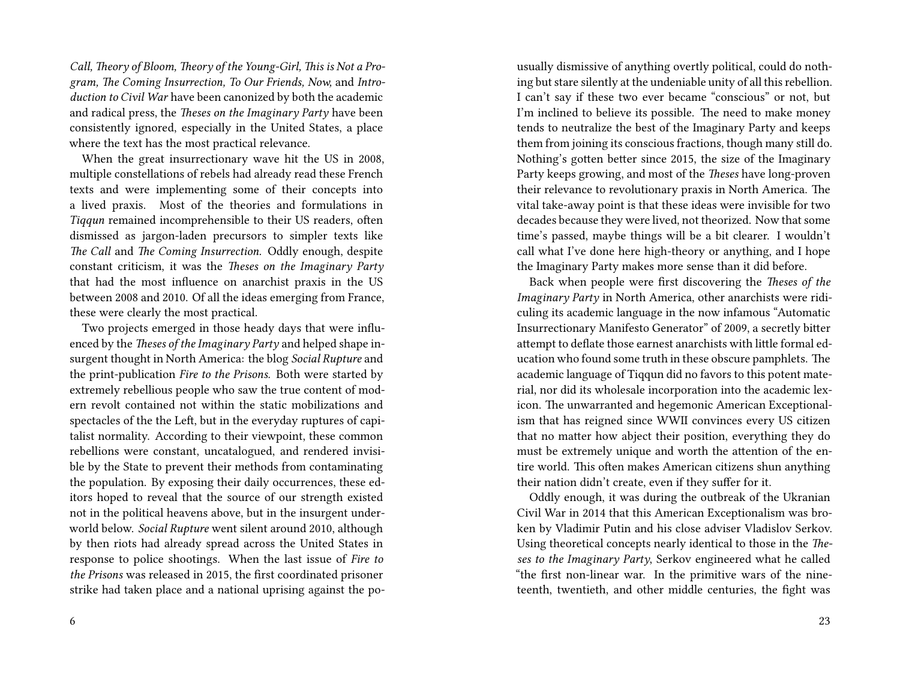*Call, Theory of Bloom, Theory of the Young-Girl, This is Not a Program, The Coming Insurrection, To Our Friends, Now,* and *Introduction to Civil War* have been canonized by both the academic and radical press, the *Theses on the Imaginary Party* have been consistently ignored, especially in the United States, a place where the text has the most practical relevance.

When the great insurrectionary wave hit the US in 2008, multiple constellations of rebels had already read these French texts and were implementing some of their concepts into a lived praxis. Most of the theories and formulations in *Tiqqun* remained incomprehensible to their US readers, often dismissed as jargon-laden precursors to simpler texts like *The Call* and *The Coming Insurrection.* Oddly enough, despite constant criticism, it was the *Theses on the Imaginary Party* that had the most influence on anarchist praxis in the US between 2008 and 2010. Of all the ideas emerging from France, these were clearly the most practical.

Two projects emerged in those heady days that were influenced by the *Theses of the Imaginary Party* and helped shape insurgent thought in North America: the blog *Social Rupture* and the print-publication *Fire to the Prisons.* Both were started by extremely rebellious people who saw the true content of modern revolt contained not within the static mobilizations and spectacles of the the Left, but in the everyday ruptures of capitalist normality. According to their viewpoint, these common rebellions were constant, uncatalogued, and rendered invisible by the State to prevent their methods from contaminating the population. By exposing their daily occurrences, these editors hoped to reveal that the source of our strength existed not in the political heavens above, but in the insurgent underworld below. *Social Rupture* went silent around 2010, although by then riots had already spread across the United States in response to police shootings. When the last issue of *Fire to the Prisons* was released in 2015, the first coordinated prisoner strike had taken place and a national uprising against the po-

usually dismissive of anything overtly political, could do nothing but stare silently at the undeniable unity of all this rebellion. I can't say if these two ever became "conscious" or not, but I'm inclined to believe its possible. The need to make money tends to neutralize the best of the Imaginary Party and keeps them from joining its conscious fractions, though many still do. Nothing's gotten better since 2015, the size of the Imaginary Party keeps growing, and most of the *Theses* have long-proven their relevance to revolutionary praxis in North America. The vital take-away point is that these ideas were invisible for two decades because they were lived, not theorized. Now that some time's passed, maybe things will be a bit clearer. I wouldn't call what I've done here high-theory or anything, and I hope the Imaginary Party makes more sense than it did before.

Back when people were first discovering the *Theses of the Imaginary Party* in North America, other anarchists were ridiculing its academic language in the now infamous "Automatic Insurrectionary Manifesto Generator" of 2009, a secretly bitter attempt to deflate those earnest anarchists with little formal education who found some truth in these obscure pamphlets. The academic language of Tiqqun did no favors to this potent material, nor did its wholesale incorporation into the academic lexicon. The unwarranted and hegemonic American Exceptionalism that has reigned since WWII convinces every US citizen that no matter how abject their position, everything they do must be extremely unique and worth the attention of the entire world. This often makes American citizens shun anything their nation didn't create, even if they suffer for it.

Oddly enough, it was during the outbreak of the Ukranian Civil War in 2014 that this American Exceptionalism was broken by Vladimir Putin and his close adviser Vladislov Serkov. Using theoretical concepts nearly identical to those in the *Theses to the Imaginary Party*, Serkov engineered what he called "the first non-linear war. In the primitive wars of the nineteenth, twentieth, and other middle centuries, the fight was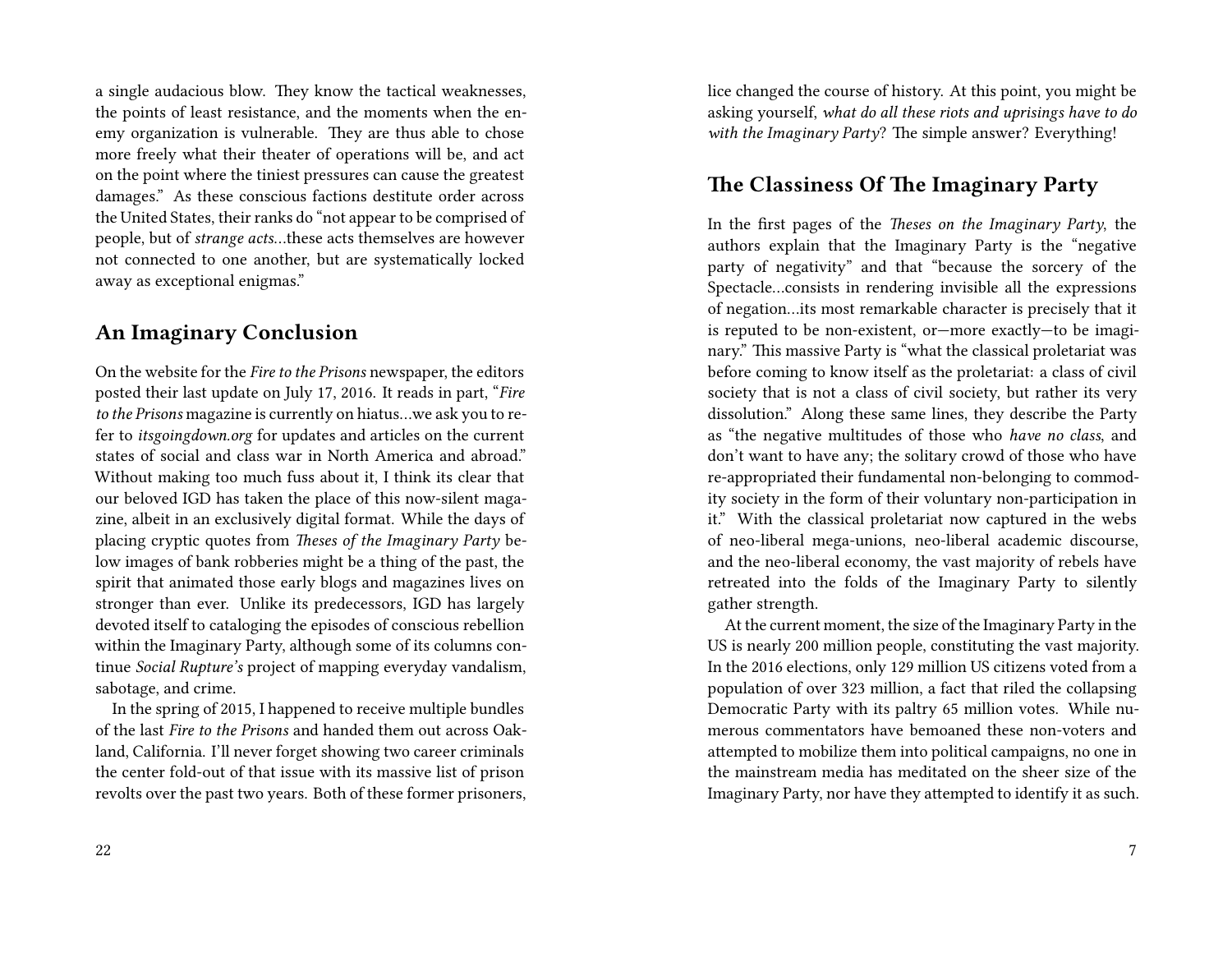a single audacious blow. They know the tactical weaknesses, the points of least resistance, and the moments when the enemy organization is vulnerable. They are thus able to chose more freely what their theater of operations will be, and act on the point where the tiniest pressures can cause the greatest damages." As these conscious factions destitute order across the United States, their ranks do "not appear to be comprised of people, but of *strange acts*…these acts themselves are however not connected to one another, but are systematically locked away as exceptional enigmas."

## An Imaginary Conclusion

On the website for the *Fire to the Prisons* newspaper, the editors posted their last update on July 17, 2016. It reads in part, "*Fire to the Prisons* magazine is currently on hiatus…we ask you to refer to *itsgoingdown.org* for updates and articles on the current states of social and class war in North America and abroad." Without making too much fuss about it, I think its clear that our beloved IGD has taken the place of this now-silent magazine, albeit in an exclusively digital format. While the days of placing cryptic quotes from *Theses of the Imaginary Party* below images of bank robberies might be a thing of the past, the spirit that animated those early blogs and magazines lives on stronger than ever. Unlike its predecessors, IGD has largely devoted itself to cataloging the episodes of conscious rebellion within the Imaginary Party, although some of its columns continue *Social Rupture's* project of mapping everyday vandalism, sabotage, and crime.

In the spring of 2015, I happened to receive multiple bundles of the last *Fire to the Prisons* and handed them out across Oakland, California. I'll never forget showing two career criminals the center fold-out of that issue with its massive list of prison revolts over the past two years. Both of these former prisoners,

lice changed the course of history. At this point, you might be asking yourself, *what do all these riots and uprisings have to do with the Imaginary Party*? The simple answer? Everything!

## The Classiness Of The Imaginary Party

In the first pages of the *Theses on the Imaginary Party*, the authors explain that the Imaginary Party is the "negative party of negativity" and that "because the sorcery of the Spectacle…consists in rendering invisible all the expressions of negation…its most remarkable character is precisely that it is reputed to be non-existent, or—more exactly—to be imaginary." This massive Party is "what the classical proletariat was before coming to know itself as the proletariat: a class of civil society that is not a class of civil society, but rather its very dissolution." Along these same lines, they describe the Party as "the negative multitudes of those who *have no class*, and don't want to have any; the solitary crowd of those who have re-appropriated their fundamental non-belonging to commodity society in the form of their voluntary non-participation in it." With the classical proletariat now captured in the webs of neo-liberal mega-unions, neo-liberal academic discourse, and the neo-liberal economy, the vast majority of rebels have retreated into the folds of the Imaginary Party to silently gather strength.

At the current moment, the size of the Imaginary Party in the US is nearly 200 million people, constituting the vast majority. In the 2016 elections, only 129 million US citizens voted from a population of over 323 million, a fact that riled the collapsing Democratic Party with its paltry 65 million votes. While numerous commentators have bemoaned these non-voters and attempted to mobilize them into political campaigns, no one in the mainstream media has meditated on the sheer size of the Imaginary Party, nor have they attempted to identify it as such.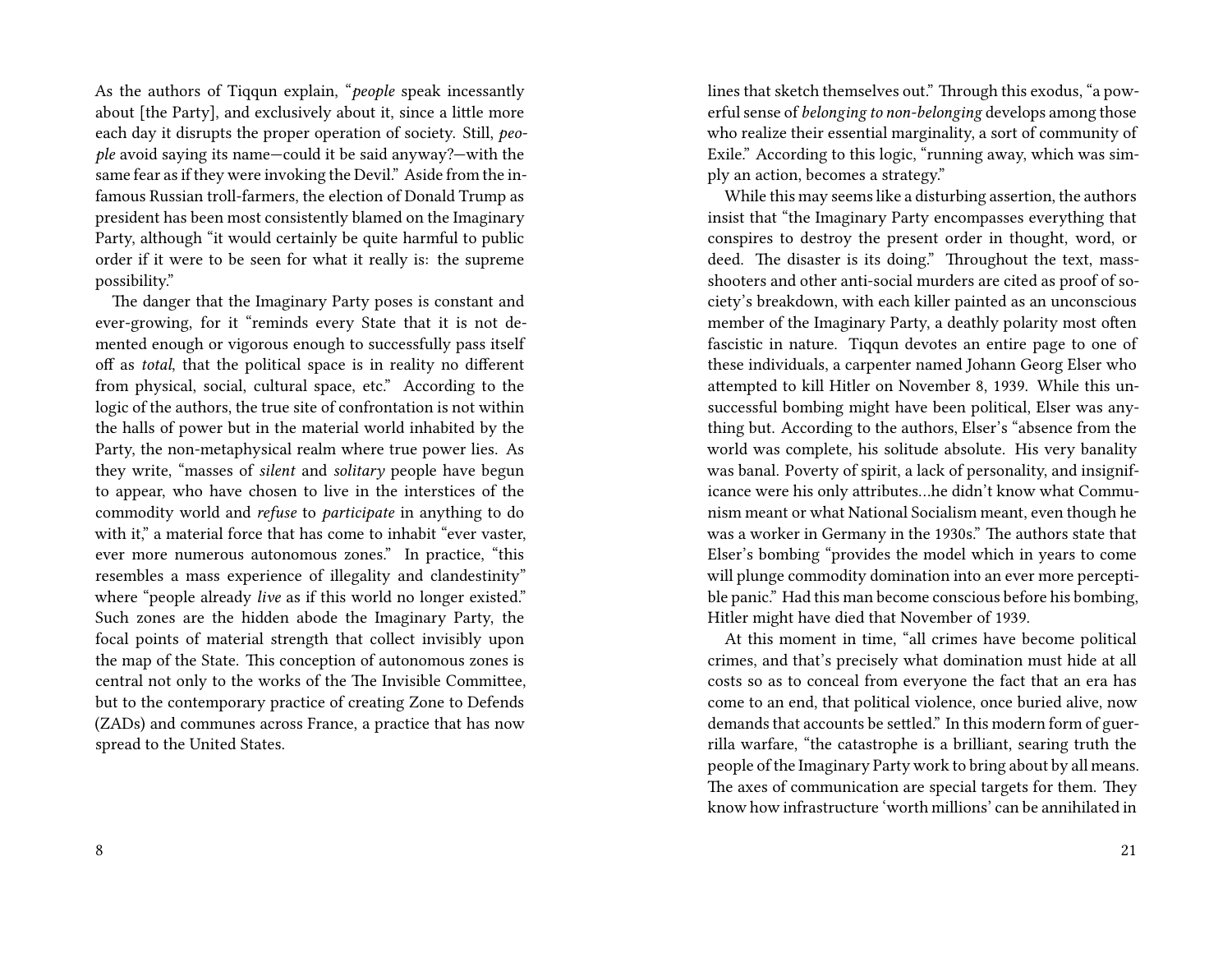As the authors of Tiqqun explain, "*people* speak incessantly about [the Party], and exclusively about it, since a little more each day it disrupts the proper operation of society. Still, *people* avoid saying its name—could it be said anyway?—with the same fear as if they were invoking the Devil." Aside from the infamous Russian troll-farmers, the election of Donald Trump as president has been most consistently blamed on the Imaginary Party, although "it would certainly be quite harmful to public order if it were to be seen for what it really is: the supreme possibility."

The danger that the Imaginary Party poses is constant and ever-growing, for it "reminds every State that it is not demented enough or vigorous enough to successfully pass itself off as *total*, that the political space is in reality no different from physical, social, cultural space, etc." According to the logic of the authors, the true site of confrontation is not within the halls of power but in the material world inhabited by the Party, the non-metaphysical realm where true power lies. As they write, "masses of *silent* and *solitary* people have begun to appear, who have chosen to live in the interstices of the commodity world and *refuse* to *participate* in anything to do with it," a material force that has come to inhabit "ever vaster, ever more numerous autonomous zones." In practice, "this resembles a mass experience of illegality and clandestinity" where "people already *live* as if this world no longer existed." Such zones are the hidden abode the Imaginary Party, the focal points of material strength that collect invisibly upon the map of the State. This conception of autonomous zones is central not only to the works of the The Invisible Committee, but to the contemporary practice of creating Zone to Defends (ZADs) and communes across France, a practice that has now spread to the United States.

lines that sketch themselves out." Through this exodus, "a powerful sense of *belonging to non-belonging* develops among those who realize their essential marginality, a sort of community of Exile." According to this logic, "running away, which was simply an action, becomes a strategy."

While this may seems like a disturbing assertion, the authors insist that "the Imaginary Party encompasses everything that conspires to destroy the present order in thought, word, or deed. The disaster is its doing." Throughout the text, mass-shooters and other anti-social murders are cited as proof of society's breakdown, with each killer painted as an unconscious member of the Imaginary Party, a deathly polarity most often fascistic in nature. Tiqqun devotes an entire page to one of these individuals, a carpenter named Johann Georg Elser who attempted to kill Hitler on November 8, 1939. While this unsuccessful bombing might have been political, Elser was anything but. According to the authors, Elser's "absence from the world was complete, his solitude absolute. His very banality was banal. Poverty of spirit, a lack of personality, and insignificance were his only attributes…he didn't know what Communism meant or what National Socialism meant, even though he was a worker in Germany in the 1930s." The authors state that Elser's bombing "provides the model which in years to come will plunge commodity domination into an ever more perceptible panic." Had this man become conscious before his bombing, Hitler might have died that November of 1939.

At this moment in time, "all crimes have become political crimes, and that's precisely what domination must hide at all costs so as to conceal from everyone the fact that an era has come to an end, that political violence, once buried alive, now demands that accounts be settled." In this modern form of guerrilla warfare, "the catastrophe is a brilliant, searing truth the people of the Imaginary Party work to bring about by all means. The axes of communication are special targets for them. They know how infrastructure 'worth millions' can be annihilated in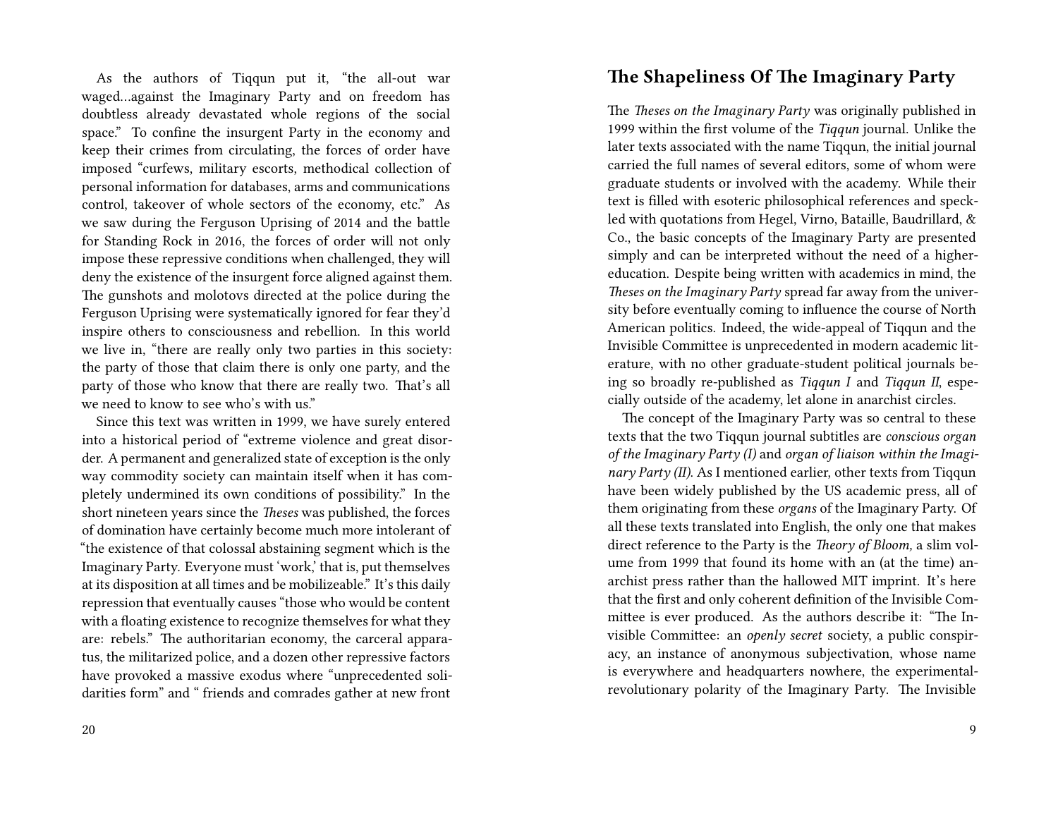As the authors of Tiqqun put it, "the all-out war waged…against the Imaginary Party and on freedom has doubtless already devastated whole regions of the social space." To confine the insurgent Party in the economy and keep their crimes from circulating, the forces of order have imposed "curfews, military escorts, methodical collection of personal information for databases, arms and communications control, takeover of whole sectors of the economy, etc." As we saw during the Ferguson Uprising of 2014 and the battle for Standing Rock in 2016, the forces of order will not only impose these repressive conditions when challenged, they will deny the existence of the insurgent force aligned against them. The gunshots and molotovs directed at the police during the Ferguson Uprising were systematically ignored for fear they'd inspire others to consciousness and rebellion. In this world we live in, "there are really only two parties in this society: the party of those that claim there is only one party, and the party of those who know that there are really two. That's all we need to know to see who's with us."

Since this text was written in 1999, we have surely entered into a historical period of "extreme violence and great disorder. A permanent and generalized state of exception is the only way commodity society can maintain itself when it has completely undermined its own conditions of possibility." In the short nineteen years since the *Theses* was published, the forces of domination have certainly become much more intolerant of "the existence of that colossal abstaining segment which is the Imaginary Party. Everyone must 'work,' that is, put themselves at its disposition at all times and be mobilizeable." It's this daily repression that eventually causes "those who would be content with a floating existence to recognize themselves for what they are: rebels." The authoritarian economy, the carceral apparatus, the militarized police, and a dozen other repressive factors have provoked a massive exodus where "unprecedented solidarities form" and " friends and comrades gather at new front

## The Shapeliness Of The Imaginary Party

The *Theses on the Imaginary Party* was originally published in 1999 within the first volume of the *Tiqqun* journal. Unlike the later texts associated with the name Tiqqun, the initial journal carried the full names of several editors, some of whom were graduate students or involved with the academy. While their text is filled with esoteric philosophical references and speckled with quotations from Hegel, Virno, Bataille, Baudrillard, & Co., the basic concepts of the Imaginary Party are presented simply and can be interpreted without the need of a higher-education. Despite being written with academics in mind, the *Theses on the Imaginary Party* spread far away from the university before eventually coming to influence the course of North American politics. Indeed, the wide-appeal of Tiqqun and the Invisible Committee is unprecedented in modern academic literature, with no other graduate-student political journals being so broadly re-published as *Tiqqun I* and *Tiqqun II*, especially outside of the academy, let alone in anarchist circles.

The concept of the Imaginary Party was so central to these texts that the two Tiqqun journal subtitles are *conscious organ of the Imaginary Party (I)* and *organ of liaison within the Imaginary Party (II).* As I mentioned earlier, other texts from Tiqqun have been widely published by the US academic press, all of them originating from these *organs* of the Imaginary Party. Of all these texts translated into English, the only one that makes direct reference to the Party is the *Theory of Bloom,* a slim volume from 1999 that found its home with an (at the time) anarchist press rather than the hallowed MIT imprint. It's here that the first and only coherent definition of the Invisible Committee is ever produced. As the authors describe it: "The Invisible Committee: an *openly secret* society, a public conspiracy, an instance of anonymous subjectivation, whose name is everywhere and headquarters nowhere, the experimental-revolutionary polarity of the Imaginary Party. The Invisible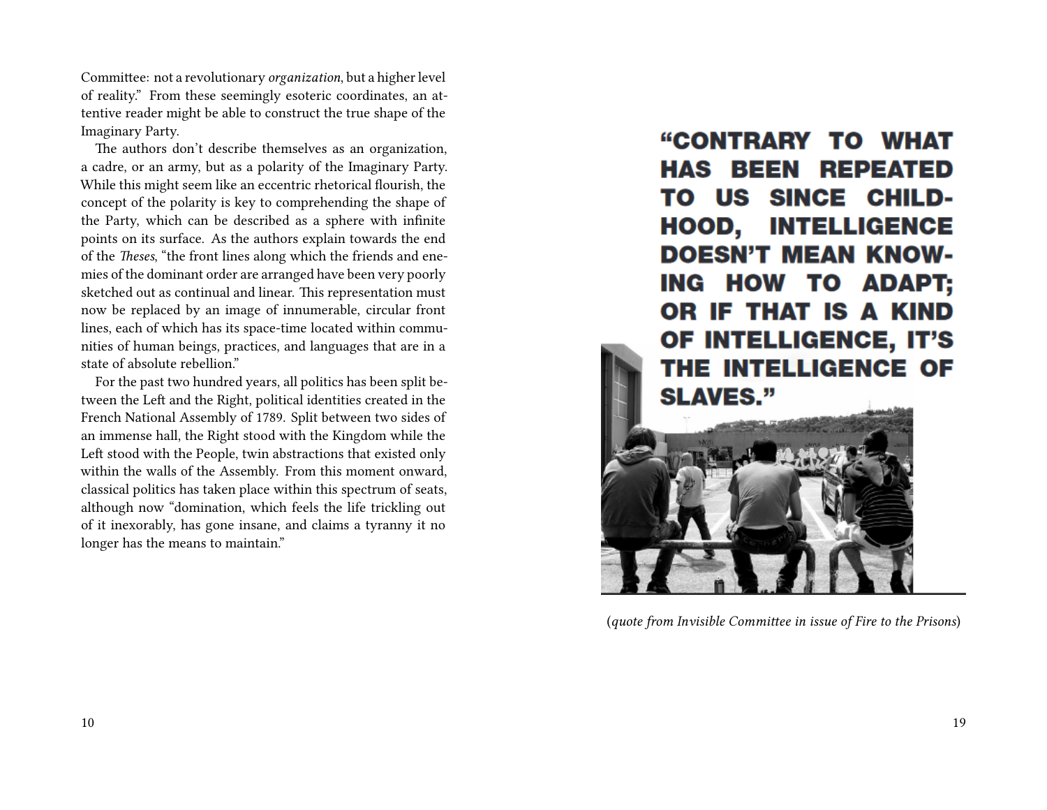Committee: not a revolutionary *organization*, but a higher level of reality." From these seemingly esoteric coordinates, an attentive reader might be able to construct the true shape of the Imaginary Party.

The authors don't describe themselves as an organization, a cadre, or an army, but as a polarity of the Imaginary Party. While this might seem like an eccentric rhetorical flourish, the concept of the polarity is key to comprehending the shape of the Party, which can be described as a sphere with infinite points on its surface. As the authors explain towards the end of the *Theses*, "the front lines along which the friends and enemies of the dominant order are arranged have been very poorly sketched out as continual and linear. This representation must now be replaced by an image of innumerable, circular front lines, each of which has its space-time located within communities of human beings, practices, and languages that are in a state of absolute rebellion."

For the past two hundred years, all politics has been split between the Left and the Right, political identities created in the French National Assembly of 1789. Split between two sides of an immense hall, the Right stood with the Kingdom while the Left stood with the People, twin abstractions that existed only within the walls of the Assembly. From this moment onward, classical politics has taken place within this spectrum of seats, although now "domination, which feels the life trickling out of it inexorably, has gone insane, and claims a tyranny it no longer has the means to maintain."

**"CONTRARY TO WHAT HAS BEEN REPEATED TO US SINCE CHILDHOOD, INTELLIGENCE DOESN'T MEAN KNOWING HOW TO ADAPT; OR IF THAT IS A KIND OF INTELLIGENCE, IT'S THE INTELLIGENCE OF SLAVES."**

(*quote from Invisible Committee in issue of Fire to the Prisons*)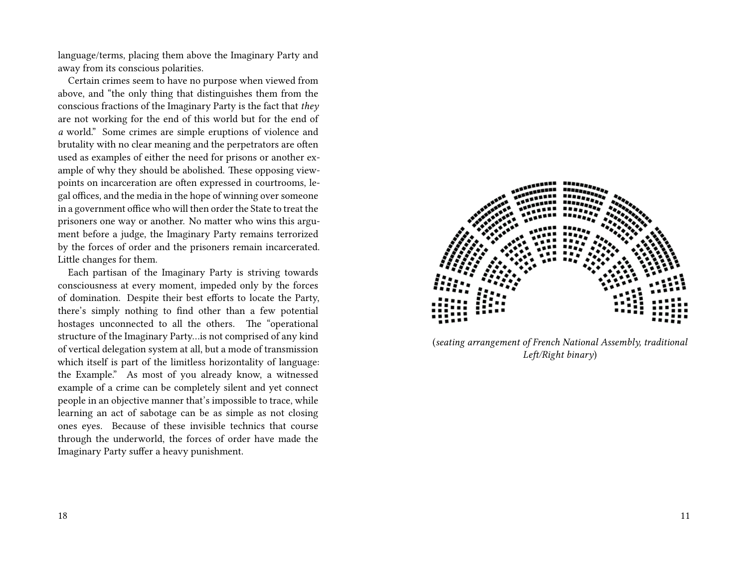language/terms, placing them above the Imaginary Party and away from its conscious polarities.

Certain crimes seem to have no purpose when viewed from above, and "the only thing that distinguishes them from the conscious fractions of the Imaginary Party is the fact that *they* are not working for the end of this world but for the end of *a* world." Some crimes are simple eruptions of violence and brutality with no clear meaning and the perpetrators are often used as examples of either the need for prisons or another example of why they should be abolished. These opposing viewpoints on incarceration are often expressed in courtrooms, legal offices, and the media in the hope of winning over someone in a government office who will then order the State to treat the prisoners one way or another. No matter who wins this argument before a judge, the Imaginary Party remains terrorized by the forces of order and the prisoners remain incarcerated. Little changes for them.

Each partisan of the Imaginary Party is striving towards consciousness at every moment, impeded only by the forces of domination. Despite their best efforts to locate the Party, there's simply nothing to find other than a few potential hostages unconnected to all the others. The "operational structure of the Imaginary Party…is not comprised of any kind of vertical delegation system at all, but a mode of transmission which itself is part of the limitless horizontality of language: the Example." As most of you already know, a witnessed example of a crime can be completely silent and yet connect people in an objective manner that's impossible to trace, while learning an act of sabotage can be as simple as not closing ones eyes. Because of these invisible technics that course through the underworld, the forces of order have made the Imaginary Party suffer a heavy punishment.

(*seating arrangement of French National Assembly, traditional Left/Right binary*)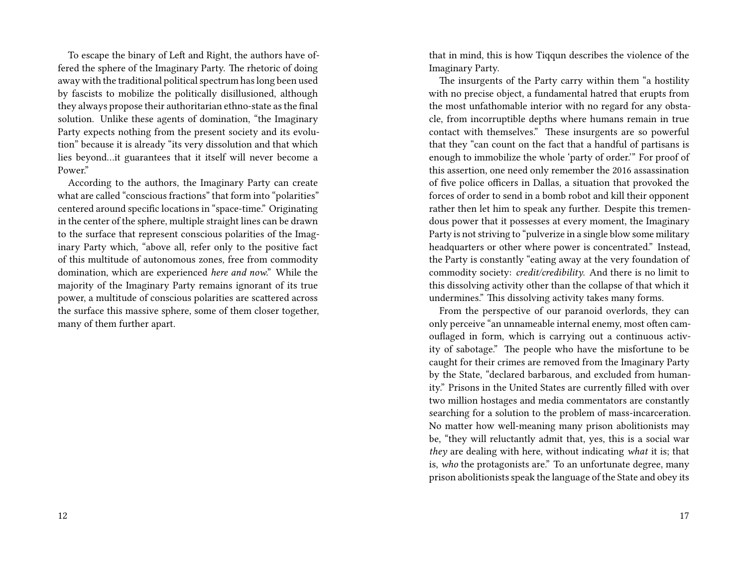To escape the binary of Left and Right, the authors have offered the sphere of the Imaginary Party. The rhetoric of doing away with the traditional political spectrum has long been used by fascists to mobilize the politically disillusioned, although they always propose their authoritarian ethno-state as the final solution. Unlike these agents of domination, "the Imaginary Party expects nothing from the present society and its evolution" because it is already "its very dissolution and that which lies beyond…it guarantees that it itself will never become a Power."

According to the authors, the Imaginary Party can create what are called "conscious fractions" that form into "polarities" centered around specific locations in "space-time." Originating in the center of the sphere, multiple straight lines can be drawn to the surface that represent conscious polarities of the Imaginary Party which, "above all, refer only to the positive fact of this multitude of autonomous zones, free from commodity domination, which are experienced *here and now*." While the majority of the Imaginary Party remains ignorant of its true power, a multitude of conscious polarities are scattered across the surface this massive sphere, some of them closer together, many of them further apart.

that in mind, this is how Tiqqun describes the violence of the Imaginary Party.

The insurgents of the Party carry within them "a hostility with no precise object, a fundamental hatred that erupts from the most unfathomable interior with no regard for any obstacle, from incorruptible depths where humans remain in true contact with themselves." These insurgents are so powerful that they "can count on the fact that a handful of partisans is enough to immobilize the whole 'party of order.'" For proof of this assertion, one need only remember the 2016 assassination of five police officers in Dallas, a situation that provoked the forces of order to send in a bomb robot and kill their opponent rather then let him to speak any further. Despite this tremendous power that it possesses at every moment, the Imaginary Party is not striving to "pulverize in a single blow some military headquarters or other where power is concentrated." Instead, the Party is constantly "eating away at the very foundation of commodity society: *credit/credibility*. And there is no limit to this dissolving activity other than the collapse of that which it undermines." This dissolving activity takes many forms.

From the perspective of our paranoid overlords, they can only perceive "an unnameable internal enemy, most often camouflaged in form, which is carrying out a continuous activity of sabotage." The people who have the misfortune to be caught for their crimes are removed from the Imaginary Party by the State, "declared barbarous, and excluded from humanity." Prisons in the United States are currently filled with over two million hostages and media commentators are constantly searching for a solution to the problem of mass-incarceration. No matter how well-meaning many prison abolitionists may be, "they will reluctantly admit that, yes, this is a social war *they* are dealing with here, without indicating *what* it is; that is, *who* the protagonists are." To an unfortunate degree, many prison abolitionists speak the language of the State and obey its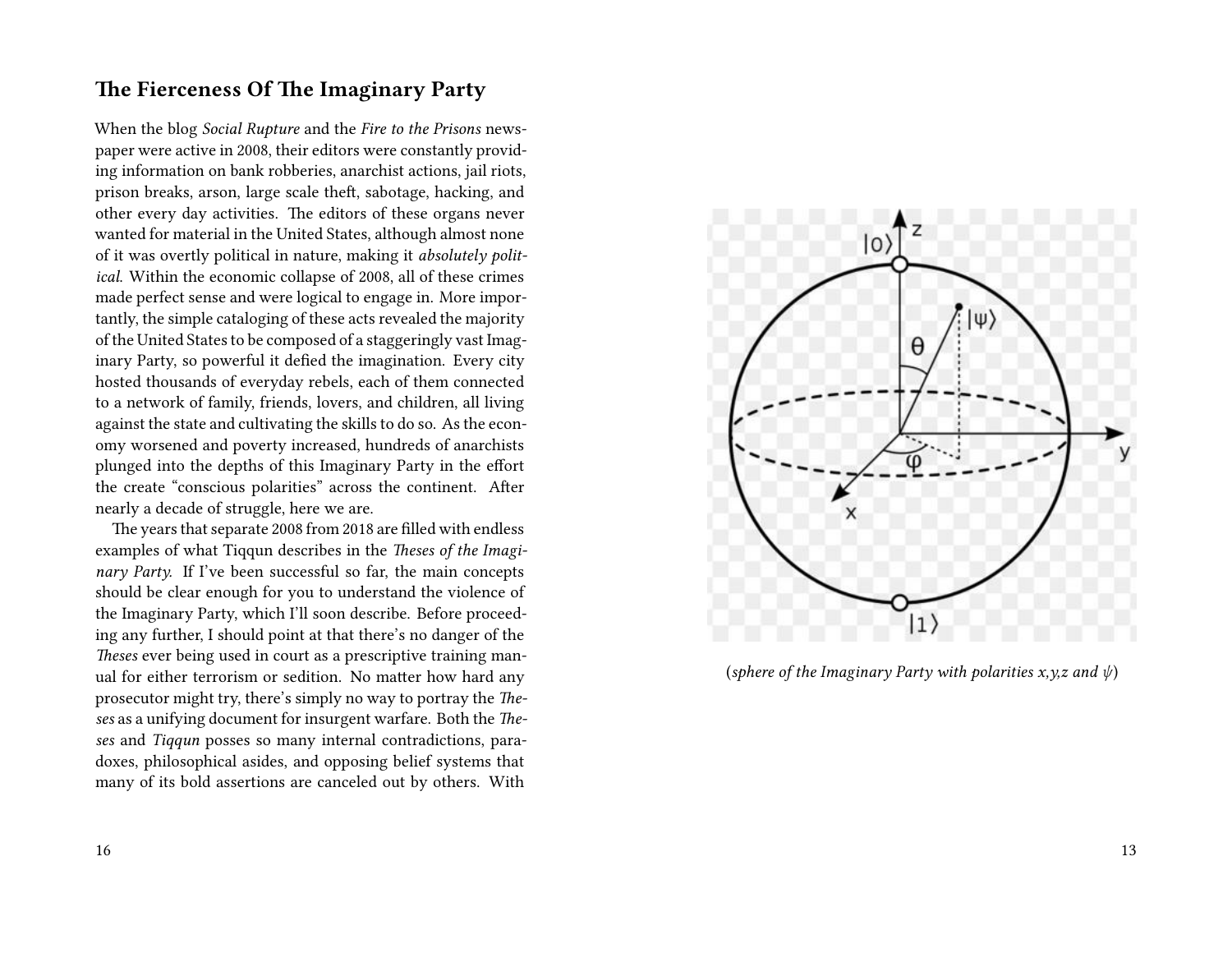## The Fierceness Of The Imaginary Party

When the blog *Social Rupture* and the *Fire to the Prisons* newspaper were active in 2008, their editors were constantly providing information on bank robberies, anarchist actions, jail riots, prison breaks, arson, large scale theft, sabotage, hacking, and other every day activities. The editors of these organs never wanted for material in the United States, although almost none of it was overtly political in nature, making it *absolutely political*. Within the economic collapse of 2008, all of these crimes made perfect sense and were logical to engage in. More importantly, the simple cataloging of these acts revealed the majority of the United States to be composed of a staggeringly vast Imaginary Party, so powerful it defied the imagination. Every city hosted thousands of everyday rebels, each of them connected to a network of family, friends, lovers, and children, all living against the state and cultivating the skills to do so. As the economy worsened and poverty increased, hundreds of anarchists plunged into the depths of this Imaginary Party in the effort the create "conscious polarities" across the continent. After nearly a decade of struggle, here we are.

The years that separate 2008 from 2018 are filled with endless examples of what Tiqqun describes in the *Theses of the Imaginary Party.* If I've been successful so far, the main concepts should be clear enough for you to understand the violence of the Imaginary Party, which I'll soon describe. Before proceeding any further, I should point at that there's no danger of the *Theses* ever being used in court as a prescriptive training manual for either terrorism or sedition. No matter how hard any prosecutor might try, there's simply no way to portray the *Theses* as a unifying document for insurgent warfare. Both the *Theses* and *Tiqqun* posses so many internal contradictions, paradoxes, philosophical asides, and opposing belief systems that many of its bold assertions are canceled out by others. With

(*sphere of the Imaginary Party with polarities x,y,z and* $\psi$)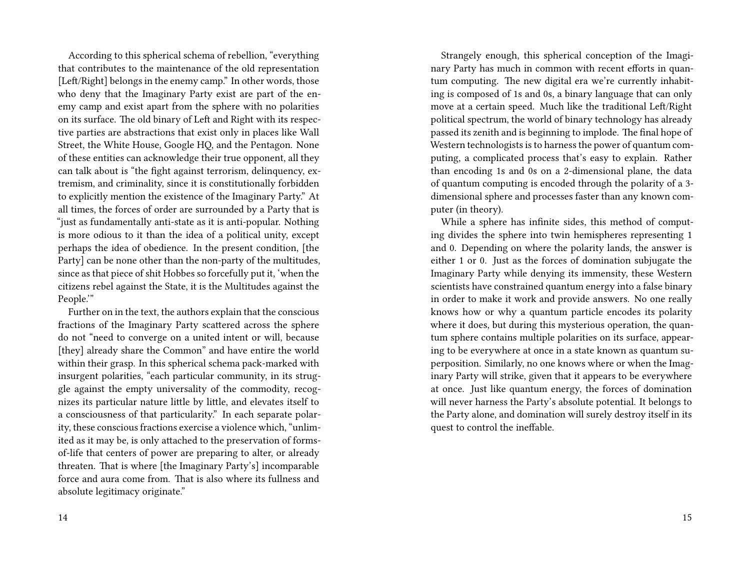According to this spherical schema of rebellion, "everything that contributes to the maintenance of the old representation [Left/Right] belongs in the enemy camp." In other words, those who deny that the Imaginary Party exist are part of the enemy camp and exist apart from the sphere with no polarities on its surface. The old binary of Left and Right with its respective parties are abstractions that exist only in places like Wall Street, the White House, Google HQ, and the Pentagon. None of these entities can acknowledge their true opponent, all they can talk about is "the fight against terrorism, delinquency, extremism, and criminality, since it is constitutionally forbidden to explicitly mention the existence of the Imaginary Party." At all times, the forces of order are surrounded by a Party that is "just as fundamentally anti-state as it is anti-popular. Nothing is more odious to it than the idea of a political unity, except perhaps the idea of obedience. In the present condition, [the Party] can be none other than the non-party of the multitudes, since as that piece of shit Hobbes so forcefully put it, 'when the citizens rebel against the State, it is the Multitudes against the People.'"

Further on in the text, the authors explain that the conscious fractions of the Imaginary Party scattered across the sphere do not "need to converge on a united intent or will, because [they] already share the Common" and have entire the world within their grasp. In this spherical schema pack-marked with insurgent polarities, "each particular community, in its struggle against the empty universality of the commodity, recognizes its particular nature little by little, and elevates itself to a consciousness of that particularity." In each separate polarity, these conscious fractions exercise a violence which, "unlimited as it may be, is only attached to the preservation of forms-of-life that centers of power are preparing to alter, or already threaten. That is where [the Imaginary Party's] incomparable force and aura come from. That is also where its fullness and absolute legitimacy originate."

Strangely enough, this spherical conception of the Imaginary Party has much in common with recent efforts in quantum computing. The new digital era we're currently inhabiting is composed of 1s and 0s, a binary language that can only move at a certain speed. Much like the traditional Left/Right political spectrum, the world of binary technology has already passed its zenith and is beginning to implode. The final hope of Western technologists is to harness the power of quantum computing, a complicated process that's easy to explain. Rather than encoding 1s and 0s on a 2-dimensional plane, the data of quantum computing is encoded through the polarity of a 3-dimensional sphere and processes faster than any known computer (in theory).

While a sphere has infinite sides, this method of computing divides the sphere into twin hemispheres representing 1 and 0. Depending on where the polarity lands, the answer is either 1 or 0. Just as the forces of domination subjugate the Imaginary Party while denying its immensity, these Western scientists have constrained quantum energy into a false binary in order to make it work and provide answers. No one really knows how or why a quantum particle encodes its polarity where it does, but during this mysterious operation, the quantum sphere contains multiple polarities on its surface, appearing to be everywhere at once in a state known as quantum superposition. Similarly, no one knows where or when the Imaginary Party will strike, given that it appears to be everywhere at once. Just like quantum energy, the forces of domination will never harness the Party's absolute potential. It belongs to the Party alone, and domination will surely destroy itself in its quest to control the ineffable.